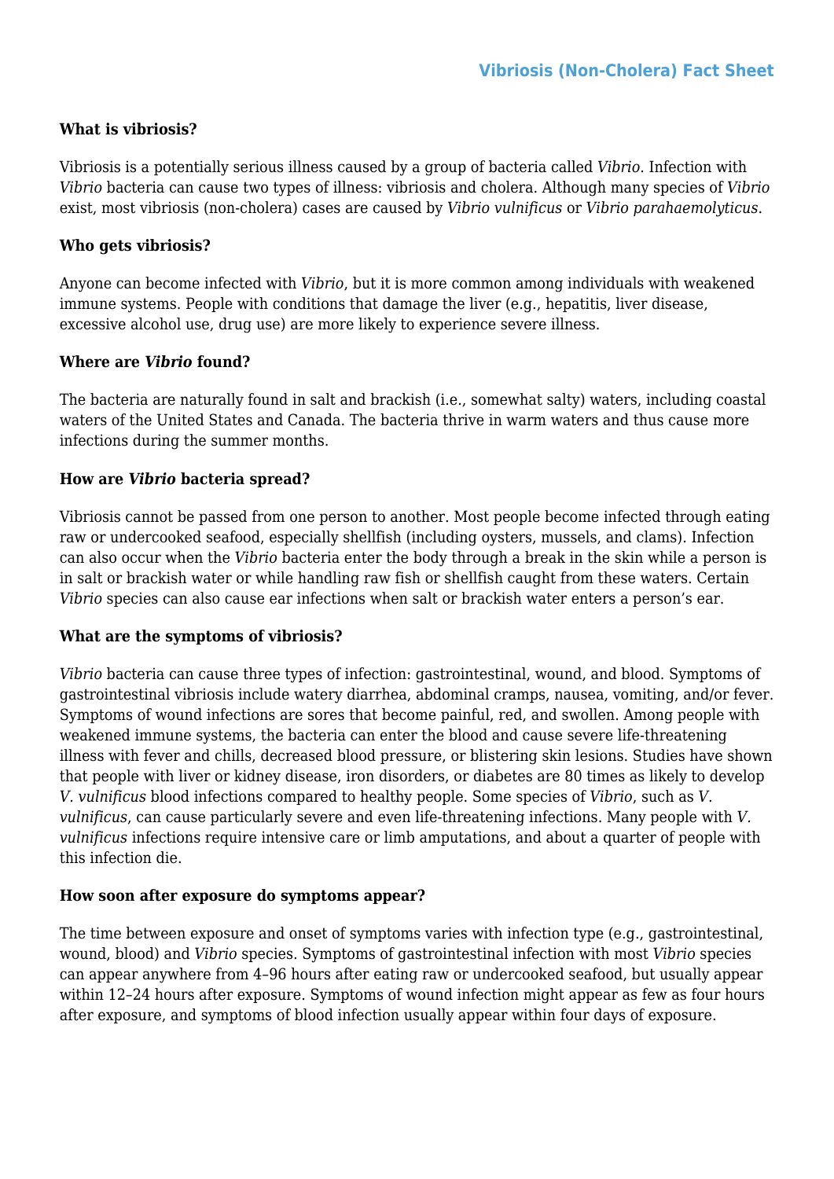# Vibriosis (Non-Cholera) Fact Sheet

### What is vibriosis?

Vibriosis is a potentially serious illness caused by a group of bacteria called *Vibrio*. Infection with *Vibrio* bacteria can cause two types of illness: vibriosis and cholera. Although many species of *Vibrio* exist, most vibriosis (non-cholera) cases are caused by *Vibrio vulnificus* or *Vibrio parahaemolyticus*.

### Who gets vibriosis?

Anyone can become infected with *Vibrio*, but it is more common among individuals with weakened immune systems. People with conditions that damage the liver (e.g., hepatitis, liver disease, excessive alcohol use, drug use) are more likely to experience severe illness.

### Where are *Vibrio* found?

The bacteria are naturally found in salt and brackish (i.e., somewhat salty) waters, including coastal waters of the United States and Canada. The bacteria thrive in warm waters and thus cause more infections during the summer months.

### How are *Vibrio* bacteria spread?

Vibriosis cannot be passed from one person to another. Most people become infected through eating raw or undercooked seafood, especially shellfish (including oysters, mussels, and clams). Infection can also occur when the *Vibrio* bacteria enter the body through a break in the skin while a person is in salt or brackish water or while handling raw fish or shellfish caught from these waters. Certain *Vibrio* species can also cause ear infections when salt or brackish water enters a person's ear.

### What are the symptoms of vibriosis?

*Vibrio* bacteria can cause three types of infection: gastrointestinal, wound, and blood. Symptoms of gastrointestinal vibriosis include watery diarrhea, abdominal cramps, nausea, vomiting, and/or fever. Symptoms of wound infections are sores that become painful, red, and swollen. Among people with weakened immune systems, the bacteria can enter the blood and cause severe life-threatening illness with fever and chills, decreased blood pressure, or blistering skin lesions. Studies have shown that people with liver or kidney disease, iron disorders, or diabetes are 80 times as likely to develop *V. vulnificus* blood infections compared to healthy people. Some species of *Vibrio*, such as *V. vulnificus*, can cause particularly severe and even life-threatening infections. Many people with *V. vulnificus* infections require intensive care or limb amputations, and about a quarter of people with this infection die.

### How soon after exposure do symptoms appear?

The time between exposure and onset of symptoms varies with infection type (e.g., gastrointestinal, wound, blood) and *Vibrio* species. Symptoms of gastrointestinal infection with most *Vibrio* species can appear anywhere from 4–96 hours after eating raw or undercooked seafood, but usually appear within 12–24 hours after exposure. Symptoms of wound infection might appear as few as four hours after exposure, and symptoms of blood infection usually appear within four days of exposure.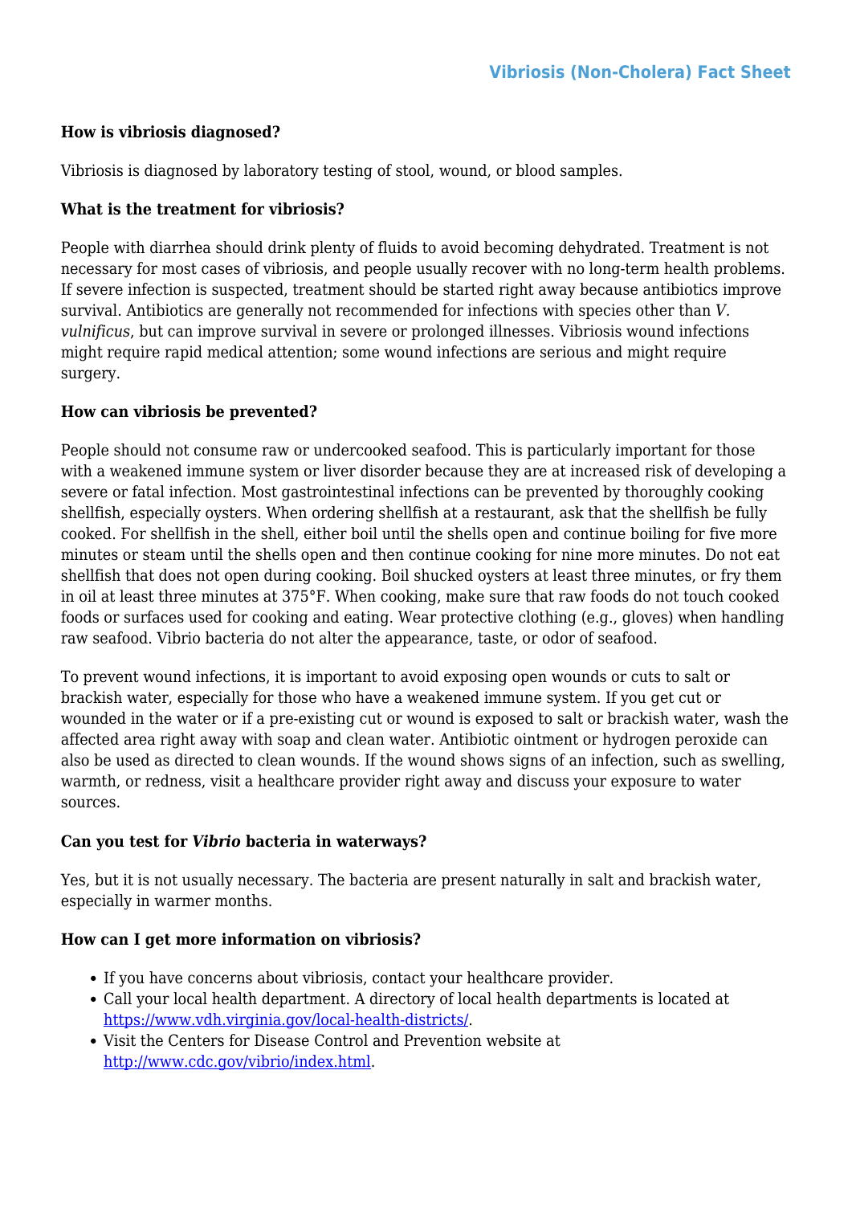### How is vibriosis diagnosed?

Vibriosis is diagnosed by laboratory testing of stool, wound, or blood samples.

### What is the treatment for vibriosis?

People with diarrhea should drink plenty of fluids to avoid becoming dehydrated. Treatment is not necessary for most cases of vibriosis, and people usually recover with no long-term health problems. If severe infection is suspected, treatment should be started right away because antibiotics improve survival. Antibiotics are generally not recommended for infections with species other than *V. vulnificus*, but can improve survival in severe or prolonged illnesses. Vibriosis wound infections might require rapid medical attention; some wound infections are serious and might require surgery.

### How can vibriosis be prevented?

People should not consume raw or undercooked seafood. This is particularly important for those with a weakened immune system or liver disorder because they are at increased risk of developing a severe or fatal infection. Most gastrointestinal infections can be prevented by thoroughly cooking shellfish, especially oysters. When ordering shellfish at a restaurant, ask that the shellfish be fully cooked. For shellfish in the shell, either boil until the shells open and continue boiling for five more minutes or steam until the shells open and then continue cooking for nine more minutes. Do not eat shellfish that does not open during cooking. Boil shucked oysters at least three minutes, or fry them in oil at least three minutes at 375°F. When cooking, make sure that raw foods do not touch cooked foods or surfaces used for cooking and eating. Wear protective clothing (e.g., gloves) when handling raw seafood. Vibrio bacteria do not alter the appearance, taste, or odor of seafood.

To prevent wound infections, it is important to avoid exposing open wounds or cuts to salt or brackish water, especially for those who have a weakened immune system. If you get cut or wounded in the water or if a pre-existing cut or wound is exposed to salt or brackish water, wash the affected area right away with soap and clean water. Antibiotic ointment or hydrogen peroxide can also be used as directed to clean wounds. If the wound shows signs of an infection, such as swelling, warmth, or redness, visit a healthcare provider right away and discuss your exposure to water sources.

### Can you test for *Vibrio* bacteria in waterways?

Yes, but it is not usually necessary. The bacteria are present naturally in salt and brackish water, especially in warmer months.

### How can I get more information on vibriosis?

- If you have concerns about vibriosis, contact your healthcare provider.
- Call your local health department. A directory of local health departments is located at [https://www.vdh.virginia.gov/local-health-districts/](https://www.vdh.virginia.gov/local-health-districts/).
- Visit the Centers for Disease Control and Prevention website at [http://www.cdc.gov/vibrio/index.html](http://www.cdc.gov/vibrio/index.html).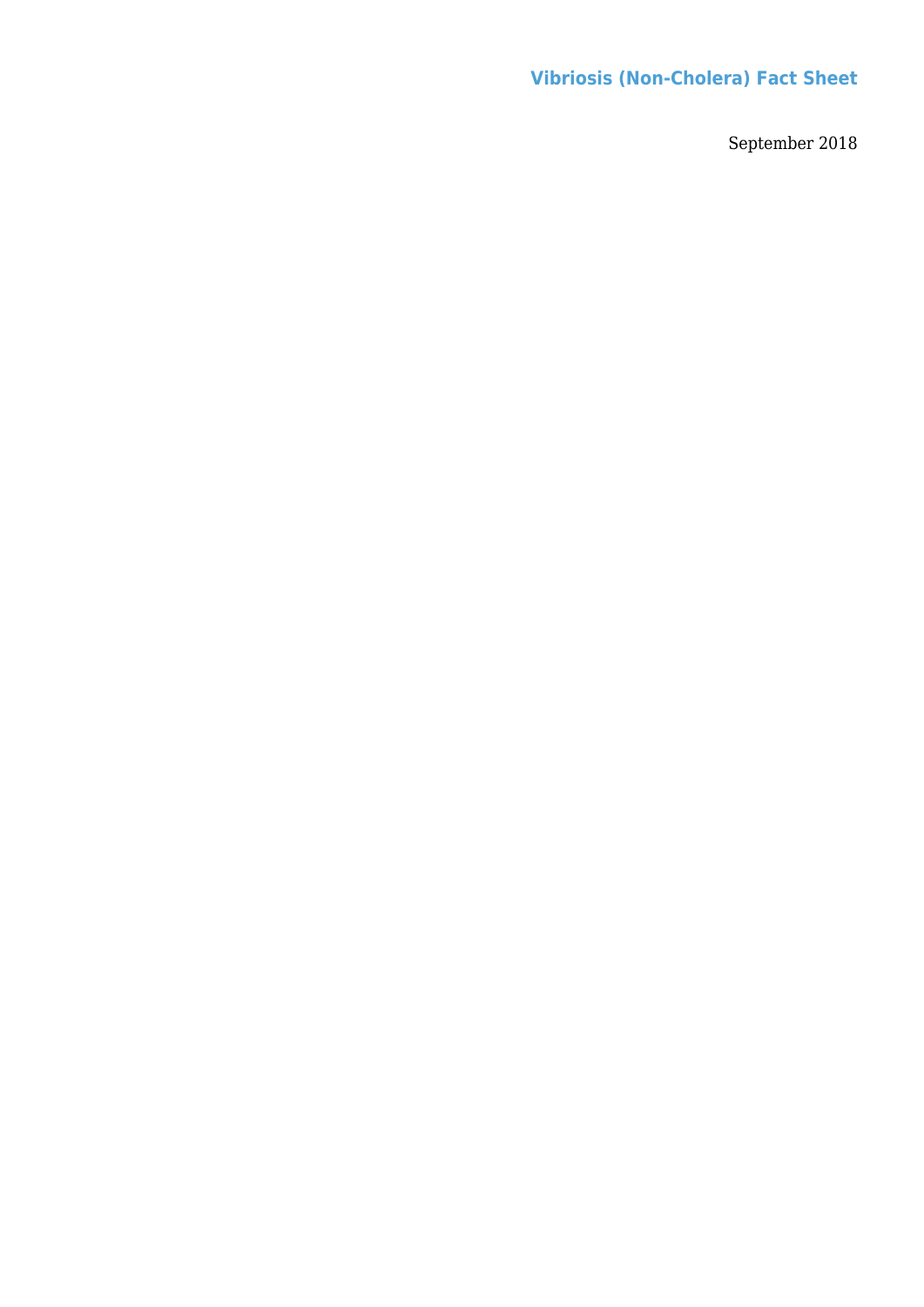September 2018